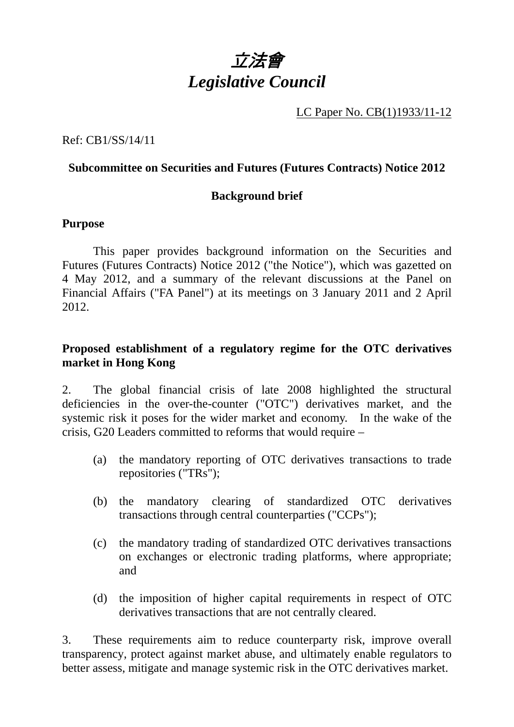# *立法會*
# *Legislative Council*

LC Paper No. CB(1)1933/11-12

Ref: CB1/SS/14/11

**Subcommittee on Securities and Futures (Futures Contracts) Notice 2012**

**Background brief**

**Purpose**

This paper provides background information on the Securities and Futures (Futures Contracts) Notice 2012 ("the Notice"), which was gazetted on 4 May 2012, and a summary of the relevant discussions at the Panel on Financial Affairs ("FA Panel") at its meetings on 3 January 2011 and 2 April 2012.

**Proposed establishment of a regulatory regime for the OTC derivatives market in Hong Kong**

2. The global financial crisis of late 2008 highlighted the structural deficiencies in the over-the-counter ("OTC") derivatives market, and the systemic risk it poses for the wider market and economy. In the wake of the crisis, G20 Leaders committed to reforms that would require –

(a) the mandatory reporting of OTC derivatives transactions to trade repositories ("TRs");

(b) the mandatory clearing of standardized OTC derivatives transactions through central counterparties ("CCPs");

(c) the mandatory trading of standardized OTC derivatives transactions on exchanges or electronic trading platforms, where appropriate; and

(d) the imposition of higher capital requirements in respect of OTC derivatives transactions that are not centrally cleared.

3. These requirements aim to reduce counterparty risk, improve overall transparency, protect against market abuse, and ultimately enable regulators to better assess, mitigate and manage systemic risk in the OTC derivatives market.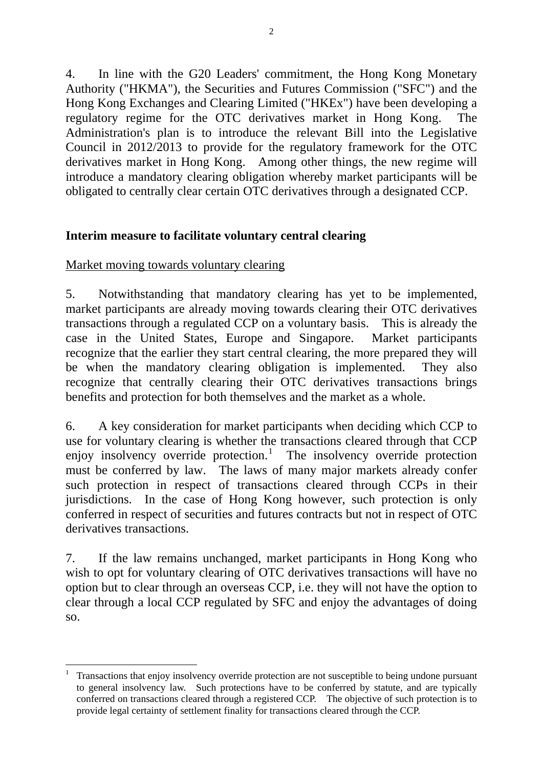4. In line with the G20 Leaders' commitment, the Hong Kong Monetary Authority ("HKMA"), the Securities and Futures Commission ("SFC") and the Hong Kong Exchanges and Clearing Limited ("HKEx") have been developing a regulatory regime for the OTC derivatives market in Hong Kong. The Administration's plan is to introduce the relevant Bill into the Legislative Council in 2012/2013 to provide for the regulatory framework for the OTC derivatives market in Hong Kong. Among other things, the new regime will introduce a mandatory clearing obligation whereby market participants will be obligated to centrally clear certain OTC derivatives through a designated CCP.

## Interim measure to facilitate voluntary central clearing

### Market moving towards voluntary clearing

5. Notwithstanding that mandatory clearing has yet to be implemented, market participants are already moving towards clearing their OTC derivatives transactions through a regulated CCP on a voluntary basis. This is already the case in the United States, Europe and Singapore. Market participants recognize that the earlier they start central clearing, the more prepared they will be when the mandatory clearing obligation is implemented. They also recognize that centrally clearing their OTC derivatives transactions brings benefits and protection for both themselves and the market as a whole.

6. A key consideration for market participants when deciding which CCP to use for voluntary clearing is whether the transactions cleared through that CCP enjoy insolvency override protection.[1] The insolvency override protection must be conferred by law. The laws of many major markets already confer such protection in respect of transactions cleared through CCPs in their jurisdictions. In the case of Hong Kong however, such protection is only conferred in respect of securities and futures contracts but not in respect of OTC derivatives transactions.

7. If the law remains unchanged, market participants in Hong Kong who wish to opt for voluntary clearing of OTC derivatives transactions will have no option but to clear through an overseas CCP, i.e. they will not have the option to clear through a local CCP regulated by SFC and enjoy the advantages of doing so.

---

[1] Transactions that enjoy insolvency override protection are not susceptible to being undone pursuant to general insolvency law. Such protections have to be conferred by statute, and are typically conferred on transactions cleared through a registered CCP. The objective of such protection is to provide legal certainty of settlement finality for transactions cleared through the CCP.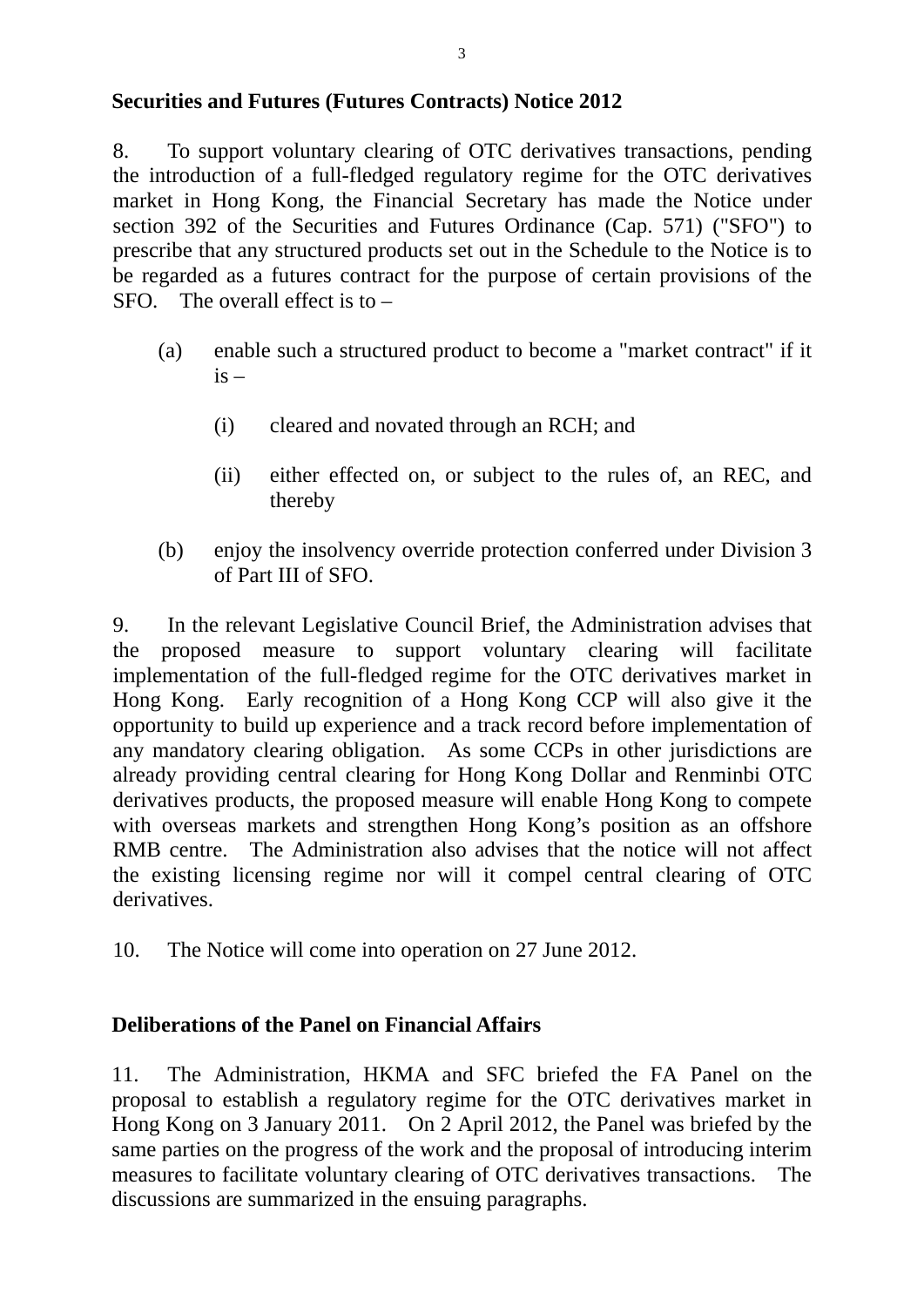**Securities and Futures (Futures Contracts) Notice 2012**

8. To support voluntary clearing of OTC derivatives transactions, pending the introduction of a full-fledged regulatory regime for the OTC derivatives market in Hong Kong, the Financial Secretary has made the Notice under section 392 of the Securities and Futures Ordinance (Cap. 571) ("SFO") to prescribe that any structured products set out in the Schedule to the Notice is to be regarded as a futures contract for the purpose of certain provisions of the SFO. The overall effect is to –

(a) enable such a structured product to become a "market contract" if it is –

  (i) cleared and novated through an RCH; and

  (ii) either effected on, or subject to the rules of, an REC, and thereby

(b) enjoy the insolvency override protection conferred under Division 3 of Part III of SFO.

9. In the relevant Legislative Council Brief, the Administration advises that the proposed measure to support voluntary clearing will facilitate implementation of the full-fledged regime for the OTC derivatives market in Hong Kong. Early recognition of a Hong Kong CCP will also give it the opportunity to build up experience and a track record before implementation of any mandatory clearing obligation. As some CCPs in other jurisdictions are already providing central clearing for Hong Kong Dollar and Renminbi OTC derivatives products, the proposed measure will enable Hong Kong to compete with overseas markets and strengthen Hong Kong's position as an offshore RMB centre. The Administration also advises that the notice will not affect the existing licensing regime nor will it compel central clearing of OTC derivatives.

10. The Notice will come into operation on 27 June 2012.

**Deliberations of the Panel on Financial Affairs**

11. The Administration, HKMA and SFC briefed the FA Panel on the proposal to establish a regulatory regime for the OTC derivatives market in Hong Kong on 3 January 2011. On 2 April 2012, the Panel was briefed by the same parties on the progress of the work and the proposal of introducing interim measures to facilitate voluntary clearing of OTC derivatives transactions. The discussions are summarized in the ensuing paragraphs.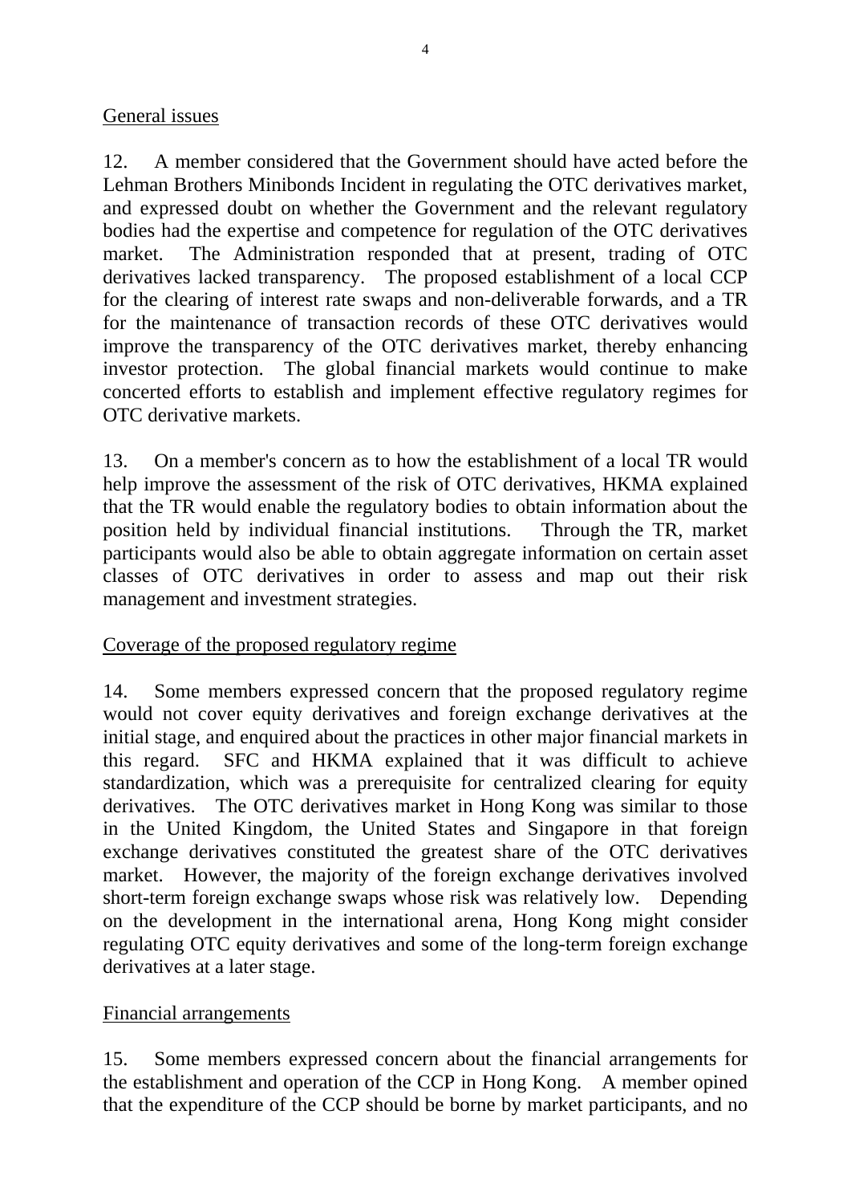General issues

12. A member considered that the Government should have acted before the Lehman Brothers Minibonds Incident in regulating the OTC derivatives market, and expressed doubt on whether the Government and the relevant regulatory bodies had the expertise and competence for regulation of the OTC derivatives market. The Administration responded that at present, trading of OTC derivatives lacked transparency. The proposed establishment of a local CCP for the clearing of interest rate swaps and non-deliverable forwards, and a TR for the maintenance of transaction records of these OTC derivatives would improve the transparency of the OTC derivatives market, thereby enhancing investor protection. The global financial markets would continue to make concerted efforts to establish and implement effective regulatory regimes for OTC derivative markets.

13. On a member's concern as to how the establishment of a local TR would help improve the assessment of the risk of OTC derivatives, HKMA explained that the TR would enable the regulatory bodies to obtain information about the position held by individual financial institutions. Through the TR, market participants would also be able to obtain aggregate information on certain asset classes of OTC derivatives in order to assess and map out their risk management and investment strategies.

Coverage of the proposed regulatory regime

14. Some members expressed concern that the proposed regulatory regime would not cover equity derivatives and foreign exchange derivatives at the initial stage, and enquired about the practices in other major financial markets in this regard. SFC and HKMA explained that it was difficult to achieve standardization, which was a prerequisite for centralized clearing for equity derivatives. The OTC derivatives market in Hong Kong was similar to those in the United Kingdom, the United States and Singapore in that foreign exchange derivatives constituted the greatest share of the OTC derivatives market. However, the majority of the foreign exchange derivatives involved short-term foreign exchange swaps whose risk was relatively low. Depending on the development in the international arena, Hong Kong might consider regulating OTC equity derivatives and some of the long-term foreign exchange derivatives at a later stage.

Financial arrangements

15. Some members expressed concern about the financial arrangements for the establishment and operation of the CCP in Hong Kong. A member opined that the expenditure of the CCP should be borne by market participants, and no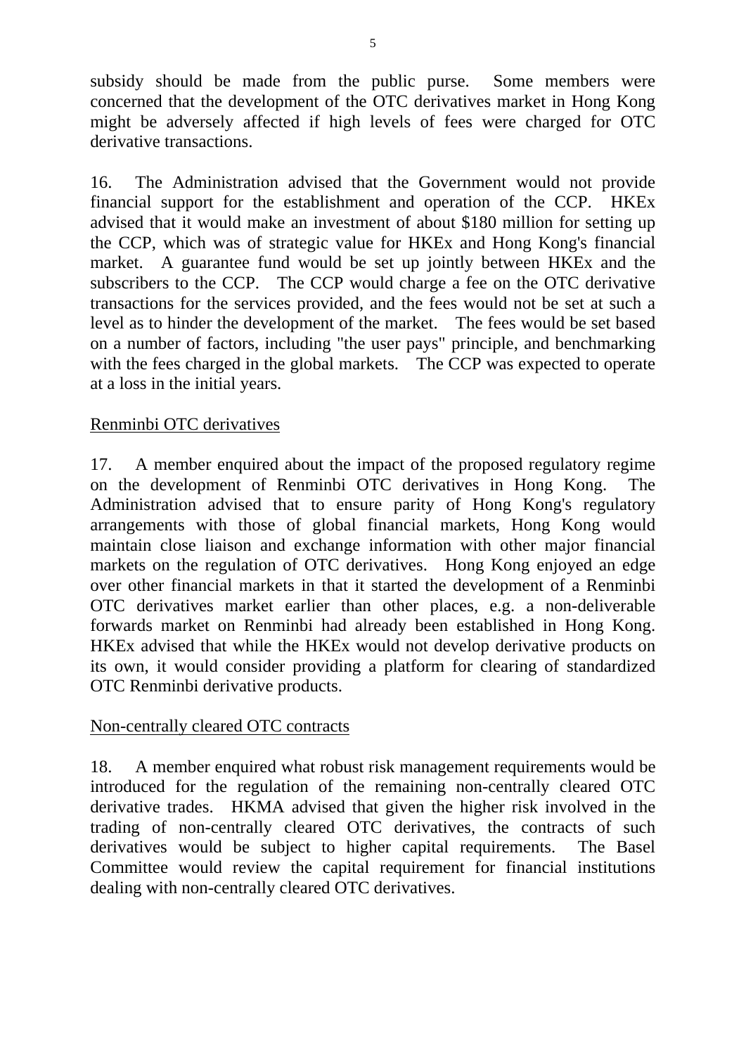subsidy should be made from the public purse. Some members were concerned that the development of the OTC derivatives market in Hong Kong might be adversely affected if high levels of fees were charged for OTC derivative transactions.

16. The Administration advised that the Government would not provide financial support for the establishment and operation of the CCP. HKEx advised that it would make an investment of about $180 million for setting up the CCP, which was of strategic value for HKEx and Hong Kong's financial market. A guarantee fund would be set up jointly between HKEx and the subscribers to the CCP. The CCP would charge a fee on the OTC derivative transactions for the services provided, and the fees would not be set at such a level as to hinder the development of the market. The fees would be set based on a number of factors, including "the user pays" principle, and benchmarking with the fees charged in the global markets. The CCP was expected to operate at a loss in the initial years.

<u>Renminbi OTC derivatives</u>

17. A member enquired about the impact of the proposed regulatory regime on the development of Renminbi OTC derivatives in Hong Kong. The Administration advised that to ensure parity of Hong Kong's regulatory arrangements with those of global financial markets, Hong Kong would maintain close liaison and exchange information with other major financial markets on the regulation of OTC derivatives. Hong Kong enjoyed an edge over other financial markets in that it started the development of a Renminbi OTC derivatives market earlier than other places, e.g. a non-deliverable forwards market on Renminbi had already been established in Hong Kong. HKEx advised that while the HKEx would not develop derivative products on its own, it would consider providing a platform for clearing of standardized OTC Renminbi derivative products.

<u>Non-centrally cleared OTC contracts</u>

18. A member enquired what robust risk management requirements would be introduced for the regulation of the remaining non-centrally cleared OTC derivative trades. HKMA advised that given the higher risk involved in the trading of non-centrally cleared OTC derivatives, the contracts of such derivatives would be subject to higher capital requirements. The Basel Committee would review the capital requirement for financial institutions dealing with non-centrally cleared OTC derivatives.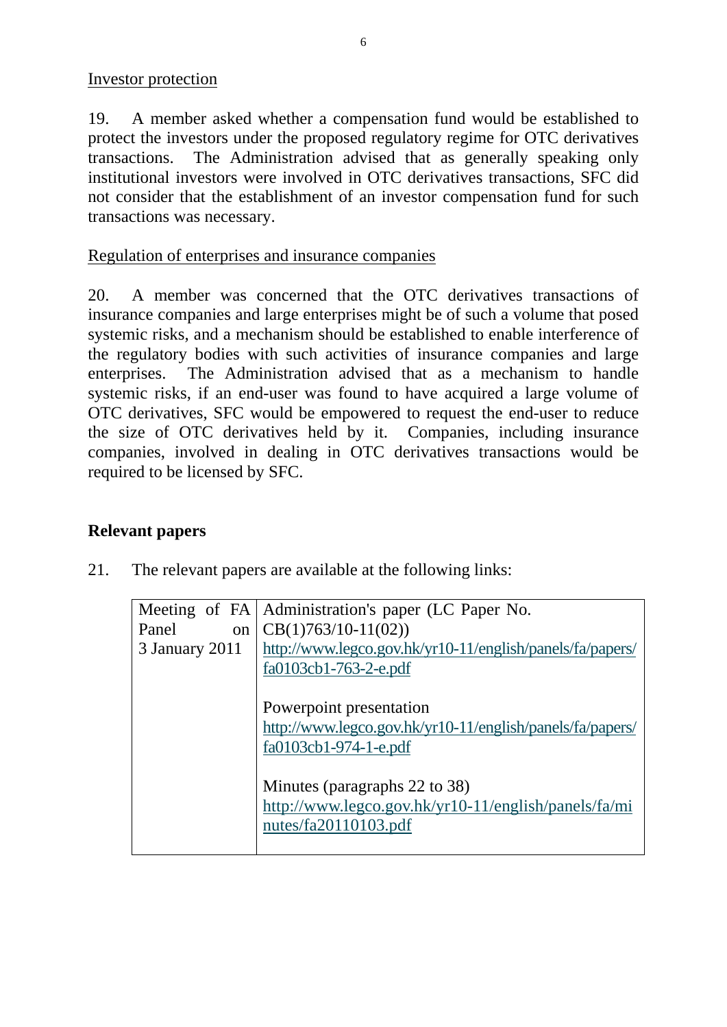Investor protection

19. A member asked whether a compensation fund would be established to protect the investors under the proposed regulatory regime for OTC derivatives transactions. The Administration advised that as generally speaking only institutional investors were involved in OTC derivatives transactions, SFC did not consider that the establishment of an investor compensation fund for such transactions was necessary.

Regulation of enterprises and insurance companies

20. A member was concerned that the OTC derivatives transactions of insurance companies and large enterprises might be of such a volume that posed systemic risks, and a mechanism should be established to enable interference of the regulatory bodies with such activities of insurance companies and large enterprises. The Administration advised that as a mechanism to handle systemic risks, if an end-user was found to have acquired a large volume of OTC derivatives, SFC would be empowered to request the end-user to reduce the size of OTC derivatives held by it. Companies, including insurance companies, involved in dealing in OTC derivatives transactions would be required to be licensed by SFC.

## Relevant papers

21. The relevant papers are available at the following links:

| | |
|---|---|
| Meeting of FA Panel on 3 January 2011 | Administration's paper (LC Paper No. CB(1)763/10-11(02)) http://www.legco.gov.hk/yr10-11/english/panels/fa/papers/fa0103cb1-763-2-e.pdf<br><br>Powerpoint presentation http://www.legco.gov.hk/yr10-11/english/panels/fa/papers/fa0103cb1-974-1-e.pdf<br><br>Minutes (paragraphs 22 to 38) http://www.legco.gov.hk/yr10-11/english/panels/fa/minutes/fa20110103.pdf |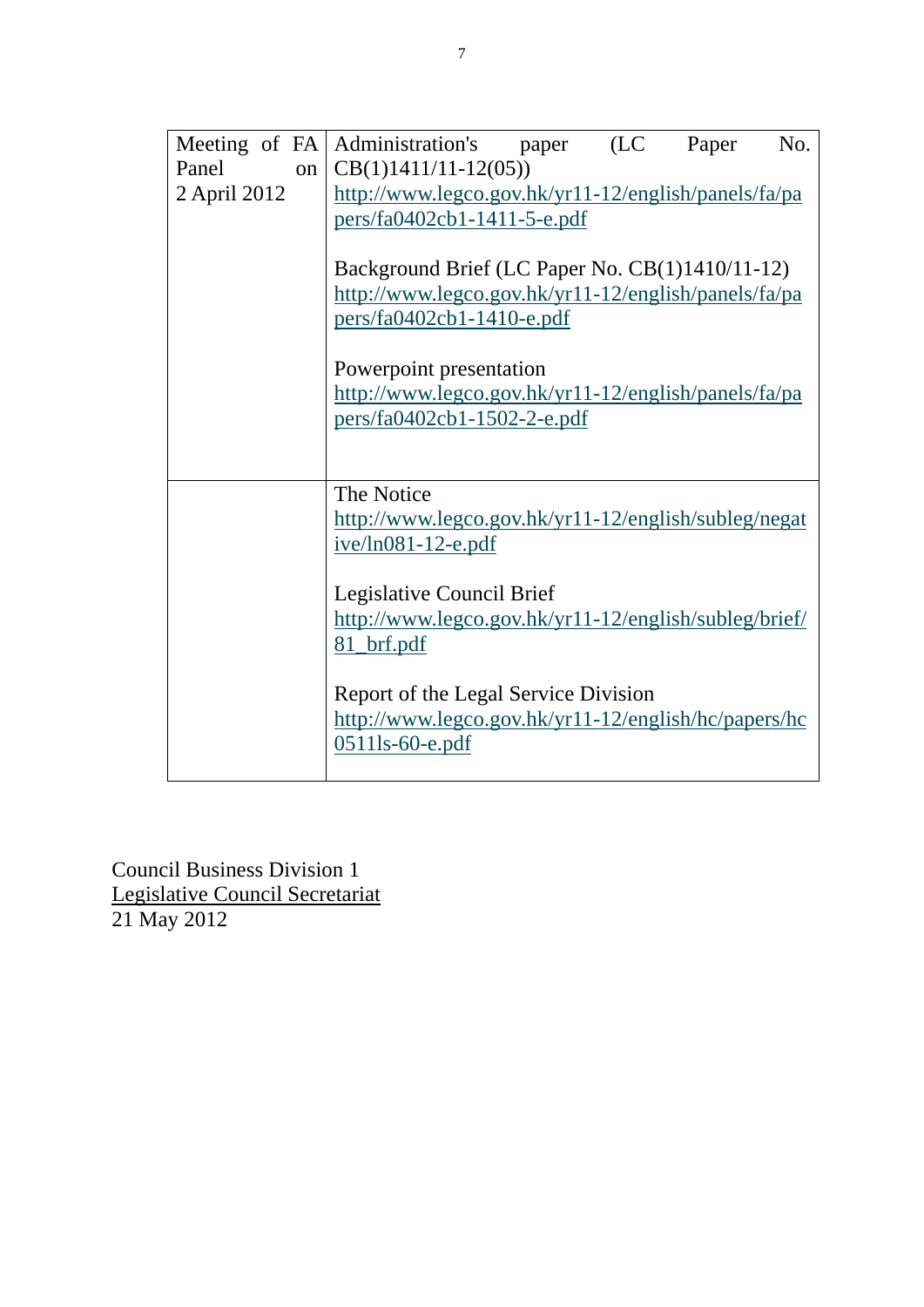| | |
|---|---|
| Meeting of FA Panel on 2 April 2012 | Administration's paper (LC Paper No. CB(1)1411/11-12(05)) http://www.legco.gov.hk/yr11-12/english/panels/fa/papers/fa0402cb1-1411-5-e.pdf<br><br>Background Brief (LC Paper No. CB(1)1410/11-12) http://www.legco.gov.hk/yr11-12/english/panels/fa/papers/fa0402cb1-1410-e.pdf<br><br>Powerpoint presentation http://www.legco.gov.hk/yr11-12/english/panels/fa/papers/fa0402cb1-1502-2-e.pdf |
| | The Notice http://www.legco.gov.hk/yr11-12/english/subleg/negative/ln081-12-e.pdf<br><br>Legislative Council Brief http://www.legco.gov.hk/yr11-12/english/subleg/brief/81_brf.pdf<br><br>Report of the Legal Service Division http://www.legco.gov.hk/yr11-12/english/hc/papers/hc0511ls-60-e.pdf |

Council Business Division 1
Legislative Council Secretariat
21 May 2012